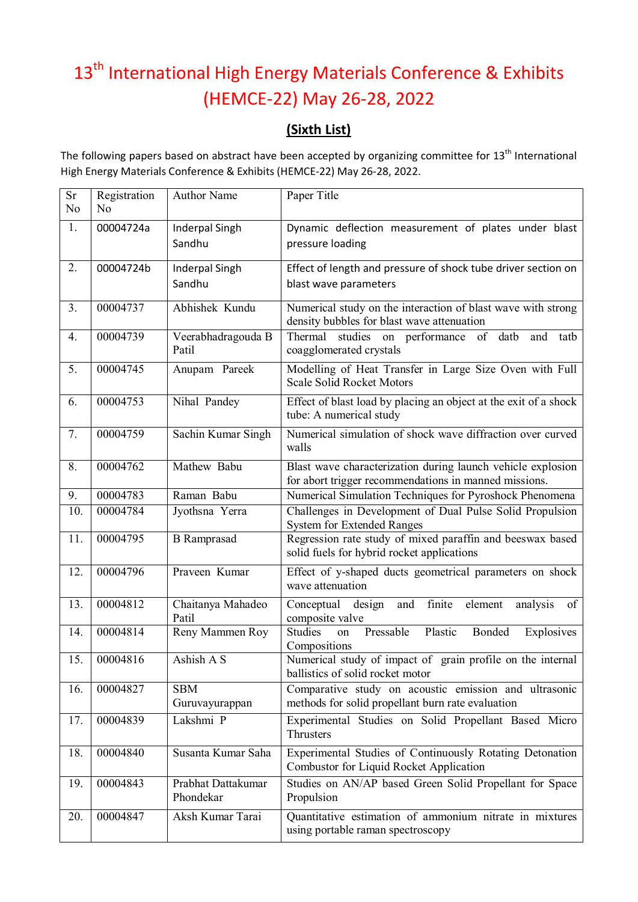# 13th International High Energy Materials Conference & Exhibits (HEMCE-22) May 26-28, 2022

## (Sixth List)

The following papers based on abstract have been accepted by organizing committee for 13th International High Energy Materials Conference & Exhibits (HEMCE-22) May 26-28, 2022.

| Sr No | Registration No | Author Name | Paper Title |
|---|---|---|---|
| 1. | 00004724a | Inderpal Singh Sandhu | Dynamic deflection measurement of plates under blast pressure loading |
| 2. | 00004724b | Inderpal Singh Sandhu | Effect of length and pressure of shock tube driver section on blast wave parameters |
| 3. | 00004737 | Abhishek Kundu | Numerical study on the interaction of blast wave with strong density bubbles for blast wave attenuation |
| 4. | 00004739 | Veerabhadragouda B Patil | Thermal studies on performance of datb and tatb coagglomerated crystals |
| 5. | 00004745 | Anupam Pareek | Modelling of Heat Transfer in Large Size Oven with Full Scale Solid Rocket Motors |
| 6. | 00004753 | Nihal Pandey | Effect of blast load by placing an object at the exit of a shock tube: A numerical study |
| 7. | 00004759 | Sachin Kumar Singh | Numerical simulation of shock wave diffraction over curved walls |
| 8. | 00004762 | Mathew Babu | Blast wave characterization during launch vehicle explosion for abort trigger recommendations in manned missions. |
| 9. | 00004783 | Raman Babu | Numerical Simulation Techniques for Pyroshock Phenomena |
| 10. | 00004784 | Jyothsna Yerra | Challenges in Development of Dual Pulse Solid Propulsion System for Extended Ranges |
| 11. | 00004795 | B Ramprasad | Regression rate study of mixed paraffin and beeswax based solid fuels for hybrid rocket applications |
| 12. | 00004796 | Praveen Kumar | Effect of y-shaped ducts geometrical parameters on shock wave attenuation |
| 13. | 00004812 | Chaitanya Mahadeo Patil | Conceptual design and finite element analysis of composite valve |
| 14. | 00004814 | Reny Mammen Roy | Studies on Pressable Plastic Bonded Explosives Compositions |
| 15. | 00004816 | Ashish A S | Numerical study of impact of grain profile on the internal ballistics of solid rocket motor |
| 16. | 00004827 | SBM Guruvayurappan | Comparative study on acoustic emission and ultrasonic methods for solid propellant burn rate evaluation |
| 17. | 00004839 | Lakshmi P | Experimental Studies on Solid Propellant Based Micro Thrusters |
| 18. | 00004840 | Susanta Kumar Saha | Experimental Studies of Continuously Rotating Detonation Combustor for Liquid Rocket Application |
| 19. | 00004843 | Prabhat Dattakumar Phondekar | Studies on AN/AP based Green Solid Propellant for Space Propulsion |
| 20. | 00004847 | Aksh Kumar Tarai | Quantitative estimation of ammonium nitrate in mixtures using portable raman spectroscopy |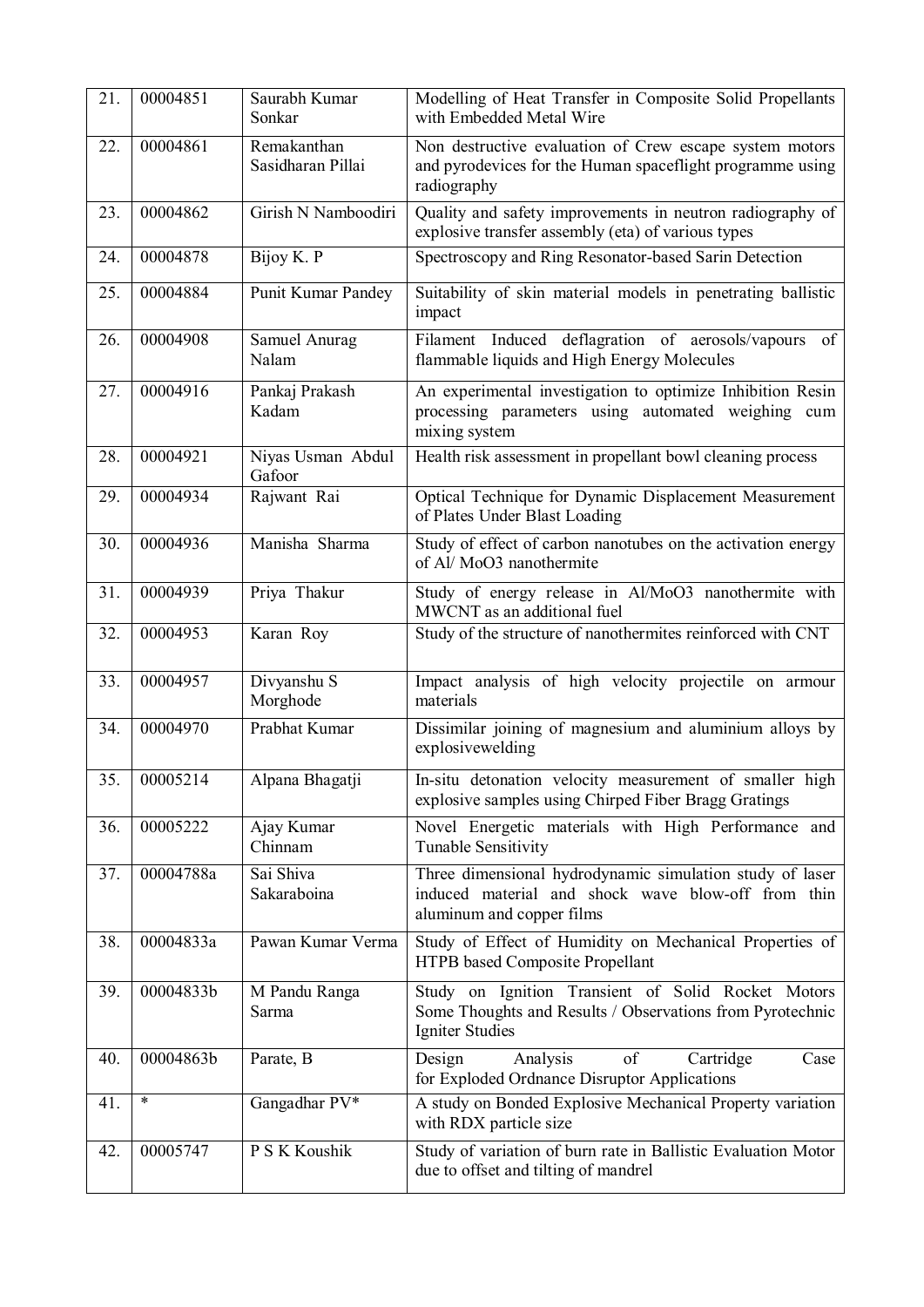| 21. | 00004851 | Saurabh Kumar Sonkar | Modelling of Heat Transfer in Composite Solid Propellants with Embedded Metal Wire |
|---|---|---|---|
| 22. | 00004861 | Remakanthan Sasidharan Pillai | Non destructive evaluation of Crew escape system motors and pyrodevices for the Human spaceflight programme using radiography |
| 23. | 00004862 | Girish N Namboodiri | Quality and safety improvements in neutron radiography of explosive transfer assembly (eta) of various types |
| 24. | 00004878 | Bijoy K. P | Spectroscopy and Ring Resonator-based Sarin Detection |
| 25. | 00004884 | Punit Kumar Pandey | Suitability of skin material models in penetrating ballistic impact |
| 26. | 00004908 | Samuel Anurag Nalam | Filament Induced deflagration of aerosols/vapours of flammable liquids and High Energy Molecules |
| 27. | 00004916 | Pankaj Prakash Kadam | An experimental investigation to optimize Inhibition Resin processing parameters using automated weighing cum mixing system |
| 28. | 00004921 | Niyas Usman Abdul Gafoor | Health risk assessment in propellant bowl cleaning process |
| 29. | 00004934 | Rajwant Rai | Optical Technique for Dynamic Displacement Measurement of Plates Under Blast Loading |
| 30. | 00004936 | Manisha Sharma | Study of effect of carbon nanotubes on the activation energy of Al/ MoO3 nanothermite |
| 31. | 00004939 | Priya Thakur | Study of energy release in Al/MoO3 nanothermite with MWCNT as an additional fuel |
| 32. | 00004953 | Karan Roy | Study of the structure of nanothermites reinforced with CNT |
| 33. | 00004957 | Divyanshu S Morghode | Impact analysis of high velocity projectile on armour materials |
| 34. | 00004970 | Prabhat Kumar | Dissimilar joining of magnesium and aluminium alloys by explosivewelding |
| 35. | 00005214 | Alpana Bhagatji | In-situ detonation velocity measurement of smaller high explosive samples using Chirped Fiber Bragg Gratings |
| 36. | 00005222 | Ajay Kumar Chinnam | Novel Energetic materials with High Performance and Tunable Sensitivity |
| 37. | 00004788a | Sai Shiva Sakaraboina | Three dimensional hydrodynamic simulation study of laser induced material and shock wave blow-off from thin aluminum and copper films |
| 38. | 00004833a | Pawan Kumar Verma | Study of Effect of Humidity on Mechanical Properties of HTPB based Composite Propellant |
| 39. | 00004833b | M Pandu Ranga Sarma | Study on Ignition Transient of Solid Rocket Motors Some Thoughts and Results / Observations from Pyrotechnic Igniter Studies |
| 40. | 00004863b | Parate, B | Design Analysis of Cartridge Case for Exploded Ordnance Disruptor Applications |
| 41. | * | Gangadhar PV* | A study on Bonded Explosive Mechanical Property variation with RDX particle size |
| 42. | 00005747 | P S K Koushik | Study of variation of burn rate in Ballistic Evaluation Motor due to offset and tilting of mandrel |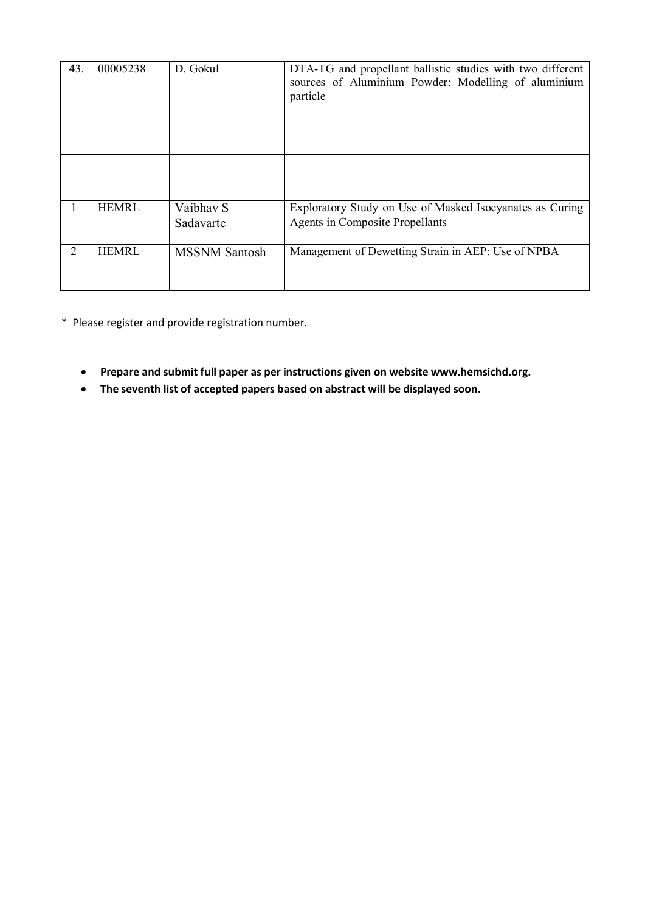| | | | |
|---|---|---|---|
| 43. | 00005238 | D. Gokul | DTA-TG and propellant ballistic studies with two different sources of Aluminium Powder: Modelling of aluminium particle |
| | | | |
| | | | |
| 1 | HEMRL | Vaibhav S Sadavarte | Exploratory Study on Use of Masked Isocyanates as Curing Agents in Composite Propellants |
| 2 | HEMRL | MSSNM Santosh | Management of Dewetting Strain in AEP: Use of NPBA |

* Please register and provide registration number.

- **Prepare and submit full paper as per instructions given on website www.hemsichd.org.**
- **The seventh list of accepted papers based on abstract will be displayed soon.**